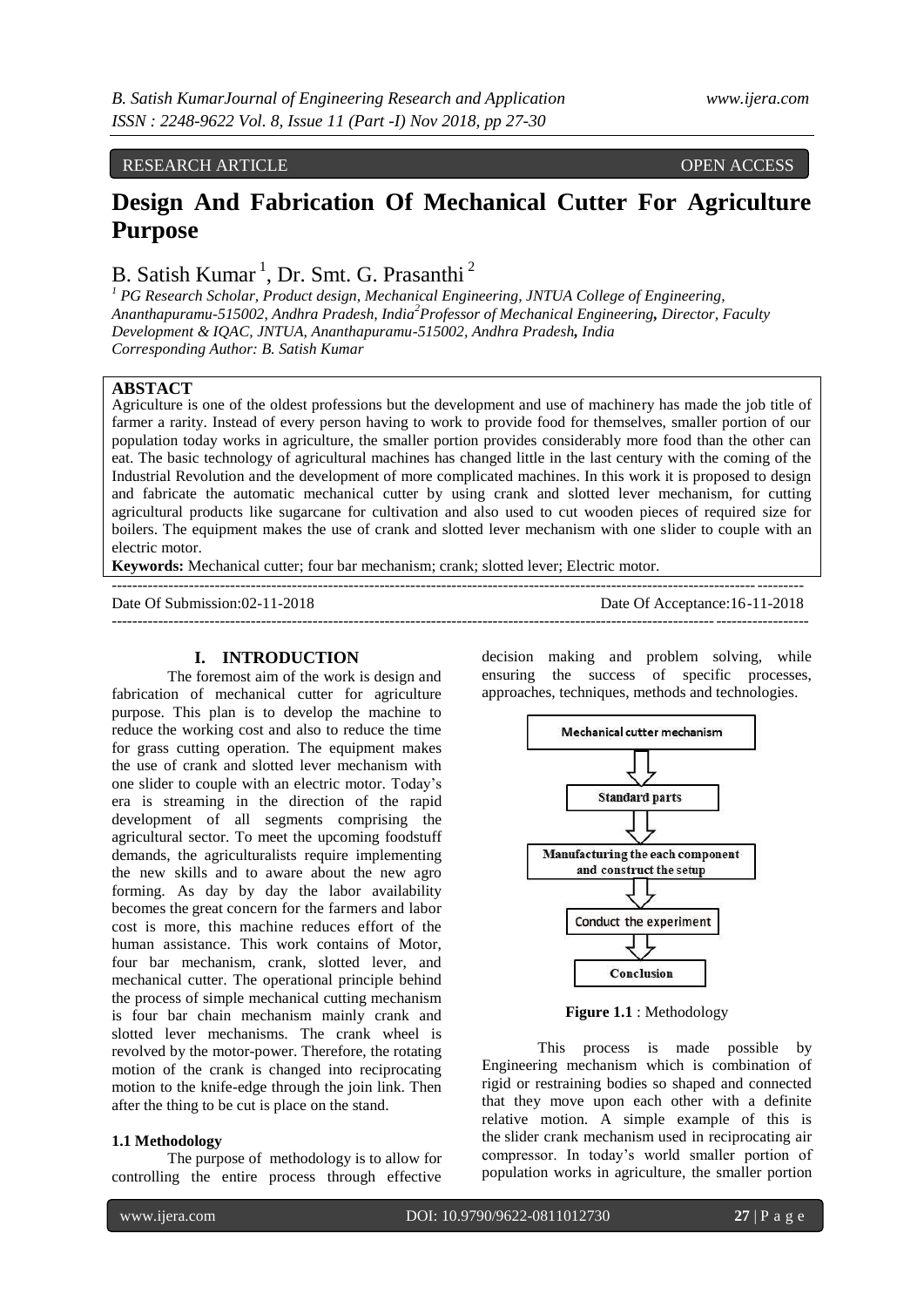RESEARCH ARTICLE OPEN ACCESS

# Design And Fabrication Of Mechanical Cutter For Agriculture Purpose

B. Satish Kumar [1], Dr. Smt. G. Prasanthi [2]

[1] PG Research Scholar, Product design, Mechanical Engineering, JNTUA College of Engineering, Ananthapuramu-515002, Andhra Pradesh, India [2] Professor of Mechanical Engineering, Director, Faculty Development & IQAC, JNTUA, Ananthapuramu-515002, Andhra Pradesh, India

Corresponding Author: B. Satish Kumar

## ABSTACT

Agriculture is one of the oldest professions but the development and use of machinery has made the job title of farmer a rarity. Instead of every person having to work to provide food for themselves, smaller portion of our population today works in agriculture, the smaller portion provides considerably more food than the other can eat. The basic technology of agricultural machines has changed little in the last century with the coming of the Industrial Revolution and the development of more complicated machines. In this work it is proposed to design and fabricate the automatic mechanical cutter by using crank and slotted lever mechanism, for cutting agricultural products like sugarcane for cultivation and also used to cut wooden pieces of required size for boilers. The equipment makes the use of crank and slotted lever mechanism with one slider to couple with an electric motor.

**Keywords:** Mechanical cutter; four bar mechanism; crank; slotted lever; Electric motor.

---

Date Of Submission:02-11-2018 Date Of Acceptance:16-11-2018

---

## I. INTRODUCTION

The foremost aim of the work is design and fabrication of mechanical cutter for agriculture purpose. This plan is to develop the machine to reduce the working cost and also to reduce the time for grass cutting operation. The equipment makes the use of crank and slotted lever mechanism with one slider to couple with an electric motor. Today's era is streaming in the direction of the rapid development of all segments comprising the agricultural sector. To meet the upcoming foodstuff demands, the agriculturalists require implementing the new skills and to aware about the new agro forming. As day by day the labor availability becomes the great concern for the farmers and labor cost is more, this machine reduces effort of the human assistance. This work contains of Motor, four bar mechanism, crank, slotted lever, and mechanical cutter. The operational principle behind the process of simple mechanical cutting mechanism is four bar chain mechanism mainly crank and slotted lever mechanisms. The crank wheel is revolved by the motor-power. Therefore, the rotating motion of the crank is changed into reciprocating motion to the knife-edge through the join link. Then after the thing to be cut is place on the stand.

### 1.1 Methodology

The purpose of methodology is to allow for controlling the entire process through effective decision making and problem solving, while ensuring the success of specific processes, approaches, techniques, methods and technologies.

Mechanical cutter mechanism → Standard parts → Manufacturing the each component and construct the setup → Conduct the experiment → Conclusion

**Figure 1.1** : Methodology

This process is made possible by Engineering mechanism which is combination of rigid or restraining bodies so shaped and connected that they move upon each other with a definite relative motion. A simple example of this is the slider crank mechanism used in reciprocating air compressor. In today's world smaller portion of population works in agriculture, the smaller portion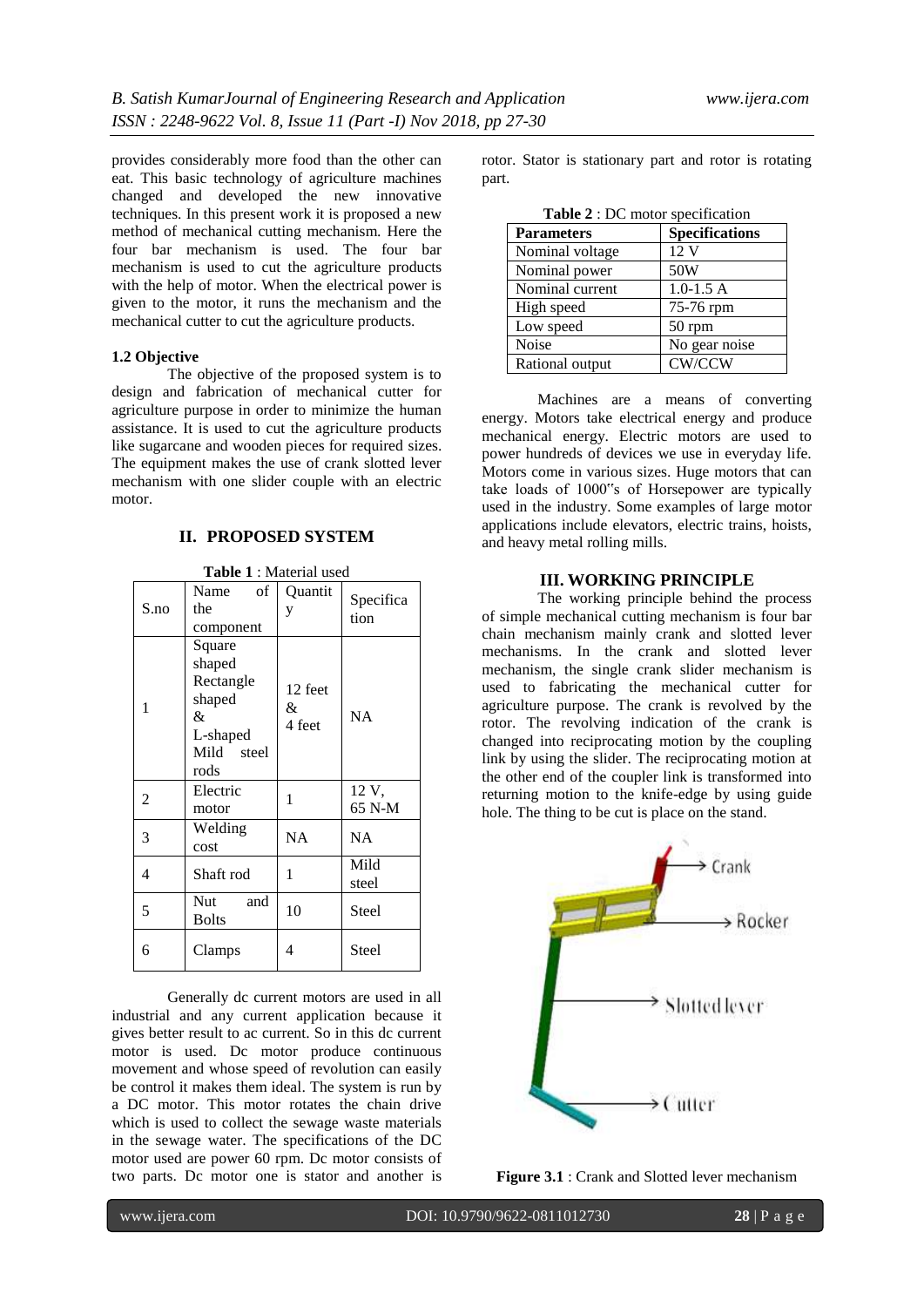provides considerably more food than the other can eat. This basic technology of agriculture machines changed and developed the new innovative techniques. In this present work it is proposed a new method of mechanical cutting mechanism. Here the four bar mechanism is used. The four bar mechanism is used to cut the agriculture products with the help of motor. When the electrical power is given to the motor, it runs the mechanism and the mechanical cutter to cut the agriculture products.

#### 1.2 Objective

The objective of the proposed system is to design and fabrication of mechanical cutter for agriculture purpose in order to minimize the human assistance. It is used to cut the agriculture products like sugarcane and wooden pieces for required sizes. The equipment makes the use of crank slotted lever mechanism with one slider couple with an electric motor.

## II. PROPOSED SYSTEM

**Table 1** : Material used

| S.no | Name of the component | Quantity | Specification |
|---|---|---|---|
| 1 | Square shaped Rectangle shaped & L-shaped Mild steel rods | 12 feet & 4 feet | NA |
| 2 | Electric motor | 1 | 12 V, 65 N-M |
| 3 | Welding cost | NA | NA |
| 4 | Shaft rod | 1 | Mild steel |
| 5 | Nut and Bolts | 10 | Steel |
| 6 | Clamps | 4 | Steel |

Generally dc current motors are used in all industrial and any current application because it gives better result to ac current. So in this dc current motor is used. Dc motor produce continuous movement and whose speed of revolution can easily be control it makes them ideal. The system is run by a DC motor. This motor rotates the chain drive which is used to collect the sewage waste materials in the sewage water. The specifications of the DC motor used are power 60 rpm. Dc motor consists of two parts. Dc motor one is stator and another is rotor. Stator is stationary part and rotor is rotating part.

**Table 2** : DC motor specification

| Parameters | Specifications |
|---|---|
| Nominal voltage | 12 V |
| Nominal power | 50W |
| Nominal current | 1.0-1.5 A |
| High speed | 75-76 rpm |
| Low speed | 50 rpm |
| Noise | No gear noise |
| Rational output | CW/CCW |

Machines are a means of converting energy. Motors take electrical energy and produce mechanical energy. Electric motors are used to power hundreds of devices we use in everyday life. Motors come in various sizes. Huge motors that can take loads of 1000‟s of Horsepower are typically used in the industry. Some examples of large motor applications include elevators, electric trains, hoists, and heavy metal rolling mills.

## III. WORKING PRINCIPLE

The working principle behind the process of simple mechanical cutting mechanism is four bar chain mechanism mainly crank and slotted lever mechanisms. In the crank and slotted lever mechanism, the single crank slider mechanism is used to fabricating the mechanical cutter for agriculture purpose. The crank is revolved by the rotor. The revolving indication of the crank is changed into reciprocating motion by the coupling link by using the slider. The reciprocating motion at the other end of the coupler link is transformed into returning motion to the knife-edge by using guide hole. The thing to be cut is place on the stand.

**Figure 3.1** : Crank and Slotted lever mechanism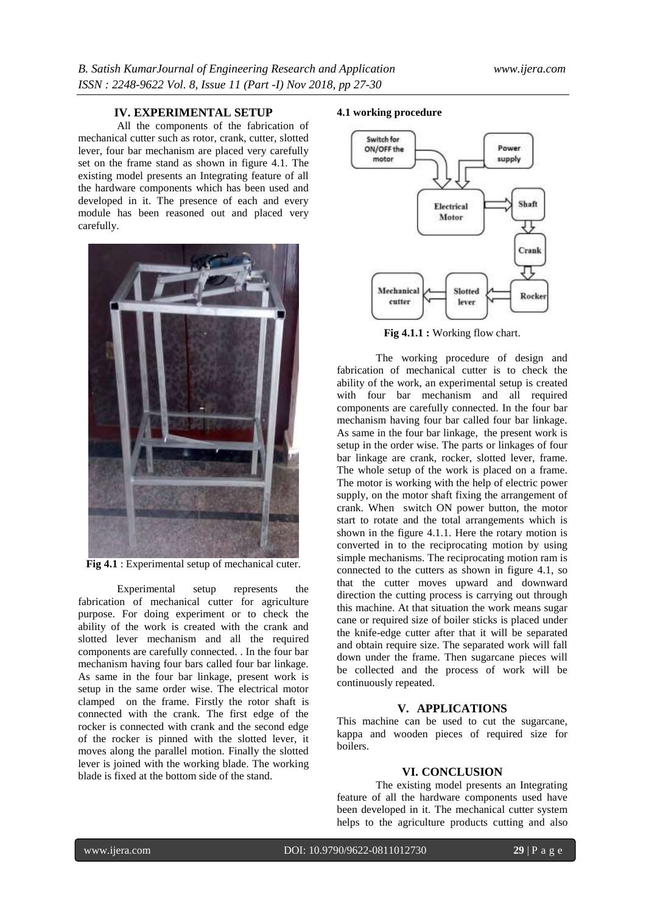## IV. EXPERIMENTAL SETUP

All the components of the fabrication of mechanical cutter such as rotor, crank, cutter, slotted lever, four bar mechanism are placed very carefully set on the frame stand as shown in figure 4.1. The existing model presents an Integrating feature of all the hardware components which has been used and developed in it. The presence of each and every module has been reasoned out and placed very carefully.

**Fig 4.1** : Experimental setup of mechanical cuter.

Experimental setup represents the fabrication of mechanical cutter for agriculture purpose. For doing experiment or to check the ability of the work is created with the crank and slotted lever mechanism and all the required components are carefully connected. . In the four bar mechanism having four bars called four bar linkage. As same in the four bar linkage, present work is setup in the same order wise. The electrical motor clamped on the frame. Firstly the rotor shaft is connected with the crank. The first edge of the rocker is connected with crank and the second edge of the rocker is pinned with the slotted lever, it moves along the parallel motion. Finally the slotted lever is joined with the working blade. The working blade is fixed at the bottom side of the stand.

### 4.1 working procedure

**Fig 4.1.1 :** Working flow chart.

The working procedure of design and fabrication of mechanical cutter is to check the ability of the work, an experimental setup is created with four bar mechanism and all required components are carefully connected. In the four bar mechanism having four bar called four bar linkage. As same in the four bar linkage, the present work is setup in the order wise. The parts or linkages of four bar linkage are crank, rocker, slotted lever, frame. The whole setup of the work is placed on a frame. The motor is working with the help of electric power supply, on the motor shaft fixing the arrangement of crank. When switch ON power button, the motor start to rotate and the total arrangements which is shown in the figure 4.1.1. Here the rotary motion is converted in to the reciprocating motion by using simple mechanisms. The reciprocating motion ram is connected to the cutters as shown in figure 4.1, so that the cutter moves upward and downward direction the cutting process is carrying out through this machine. At that situation the work means sugar cane or required size of boiler sticks is placed under the knife-edge cutter after that it will be separated and obtain require size. The separated work will fall down under the frame. Then sugarcane pieces will be collected and the process of work will be continuously repeated.

## V. APPLICATIONS

This machine can be used to cut the sugarcane, kappa and wooden pieces of required size for boilers.

## VI. CONCLUSION

The existing model presents an Integrating feature of all the hardware components used have been developed in it. The mechanical cutter system helps to the agriculture products cutting and also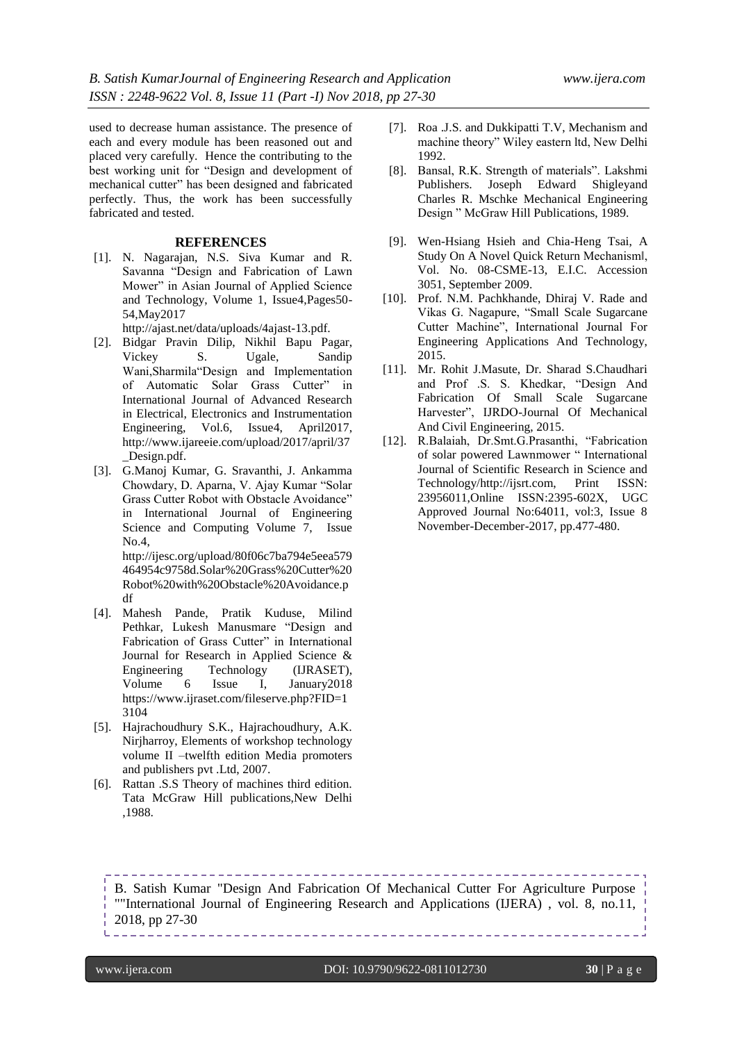used to decrease human assistance. The presence of each and every module has been reasoned out and placed very carefully. Hence the contributing to the best working unit for "Design and development of mechanical cutter" has been designed and fabricated perfectly. Thus, the work has been successfully fabricated and tested.

## REFERENCES

[1]. N. Nagarajan, N.S. Siva Kumar and R. Savanna "Design and Fabrication of Lawn Mower" in Asian Journal of Applied Science and Technology, Volume 1, Issue4,Pages50-54,May2017 http://ajast.net/data/uploads/4ajast-13.pdf.

[2]. Bidgar Pravin Dilip, Nikhil Bapu Pagar, Vickey S. Ugale, Sandip Wani,Sharmila"Design and Implementation of Automatic Solar Grass Cutter" in International Journal of Advanced Research in Electrical, Electronics and Instrumentation Engineering, Vol.6, Issue4, April2017, http://www.ijareeie.com/upload/2017/april/37_Design.pdf.

[3]. G.Manoj Kumar, G. Sravanthi, J. Ankamma Chowdary, D. Aparna, V. Ajay Kumar "Solar Grass Cutter Robot with Obstacle Avoidance" in International Journal of Engineering Science and Computing Volume 7, Issue No.4, http://ijesc.org/upload/80f06c7ba794e5eea579464954c9758d.Solar%20Grass%20Cutter%20Robot%20with%20Obstacle%20Avoidance.pdf

[4]. Mahesh Pande, Pratik Kuduse, Milind Pethkar, Lukesh Manusmare "Design and Fabrication of Grass Cutter" in International Journal for Research in Applied Science & Engineering Technology (IJRASET), Volume 6 Issue I, January2018 https://www.ijraset.com/fileserve.php?FID=13104

[5]. Hajrachoudhury S.K., Hajrachoudhury, A.K. Nirjharroy, Elements of workshop technology volume II –twelfth edition Media promoters and publishers pvt .Ltd, 2007.

[6]. Rattan .S.S Theory of machines third edition. Tata McGraw Hill publications,New Delhi ,1988.

[7]. Roa .J.S. and Dukkipatti T.V, Mechanism and machine theory" Wiley eastern ltd, New Delhi 1992.

[8]. Bansal, R.K. Strength of materials". Lakshmi Publishers. Joseph Edward Shigleyand Charles R. Mschke Mechanical Engineering Design " McGraw Hill Publications, 1989.

[9]. Wen-Hsiang Hsieh and Chia-Heng Tsai, A Study On A Novel Quick Return Mechanisml, Vol. No. 08-CSME-13, E.I.C. Accession 3051, September 2009.

[10]. Prof. N.M. Pachkhande, Dhiraj V. Rade and Vikas G. Nagapure, "Small Scale Sugarcane Cutter Machine", International Journal For Engineering Applications And Technology, 2015.

[11]. Mr. Rohit J.Masute, Dr. Sharad S.Chaudhari and Prof .S. S. Khedkar, "Design And Fabrication Of Small Scale Sugarcane Harvester", IJRDO-Journal Of Mechanical And Civil Engineering, 2015.

[12]. R.Balaiah, Dr.Smt.G.Prasanthi, "Fabrication of solar powered Lawnmower " International Journal of Scientific Research in Science and Technology/http://ijsrt.com, Print ISSN: 23956011,Online ISSN:2395-602X, UGC Approved Journal No:64011, vol:3, Issue 8 November-December-2017, pp.477-480.

B. Satish Kumar "Design And Fabrication Of Mechanical Cutter For Agriculture Purpose ""International Journal of Engineering Research and Applications (IJERA) , vol. 8, no.11, 2018, pp 27-30